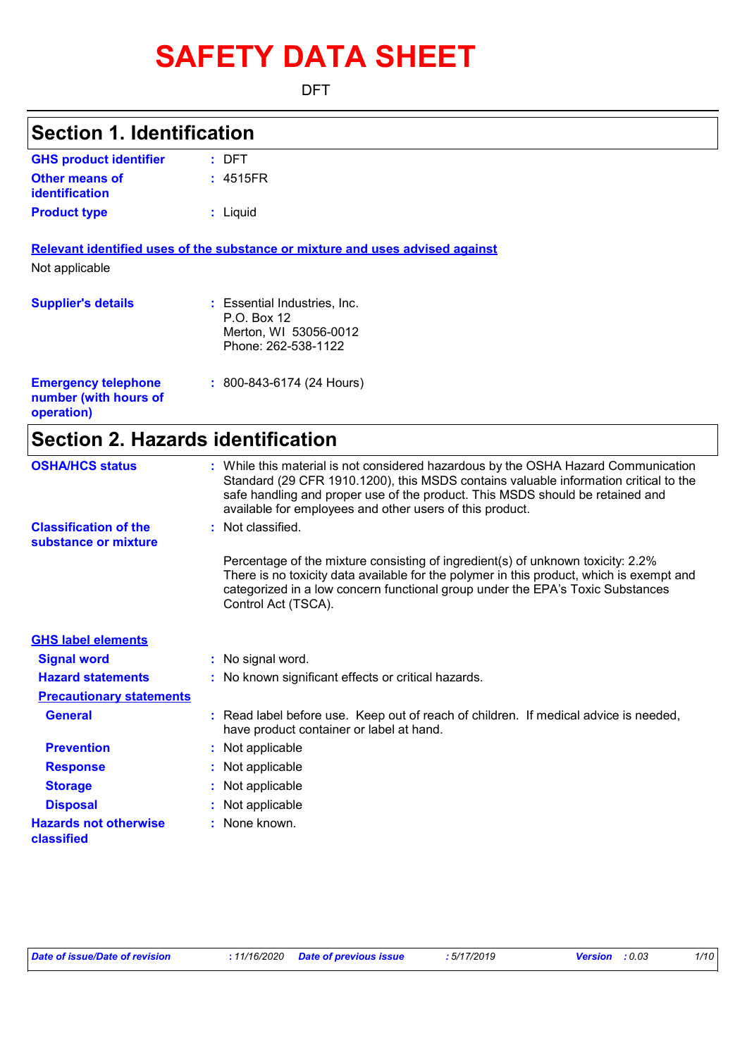# SAFETY DATA SHEET

DFT

## Section 1. Identification

**GHS product identifier** : DFT

**Other means of identification** : 4515FR

**Product type** : Liquid

**Relevant identified uses of the substance or mixture and uses advised against**

Not applicable

**Supplier's details** : Essential Industries, Inc.
P.O. Box 12
Merton, WI 53056-0012
Phone: 262-538-1122

**Emergency telephone number (with hours of operation)** : 800-843-6174 (24 Hours)

## Section 2. Hazards identification

**OSHA/HCS status** : While this material is not considered hazardous by the OSHA Hazard Communication Standard (29 CFR 1910.1200), this MSDS contains valuable information critical to the safe handling and proper use of the product. This MSDS should be retained and available for employees and other users of this product.

**Classification of the substance or mixture** : Not classified.

Percentage of the mixture consisting of ingredient(s) of unknown toxicity: 2.2%
There is no toxicity data available for the polymer in this product, which is exempt and categorized in a low concern functional group under the EPA's Toxic Substances Control Act (TSCA).

**GHS label elements**

**Signal word** : No signal word.

**Hazard statements** : No known significant effects or critical hazards.

**Precautionary statements**

**General** : Read label before use. Keep out of reach of children. If medical advice is needed, have product container or label at hand.

**Prevention** : Not applicable

**Response** : Not applicable

**Storage** : Not applicable

**Disposal** : Not applicable

**Hazards not otherwise classified** : None known.

*Date of issue/Date of revision* : 11/16/2020 *Date of previous issue* : 5/17/2019 *Version* : 0.03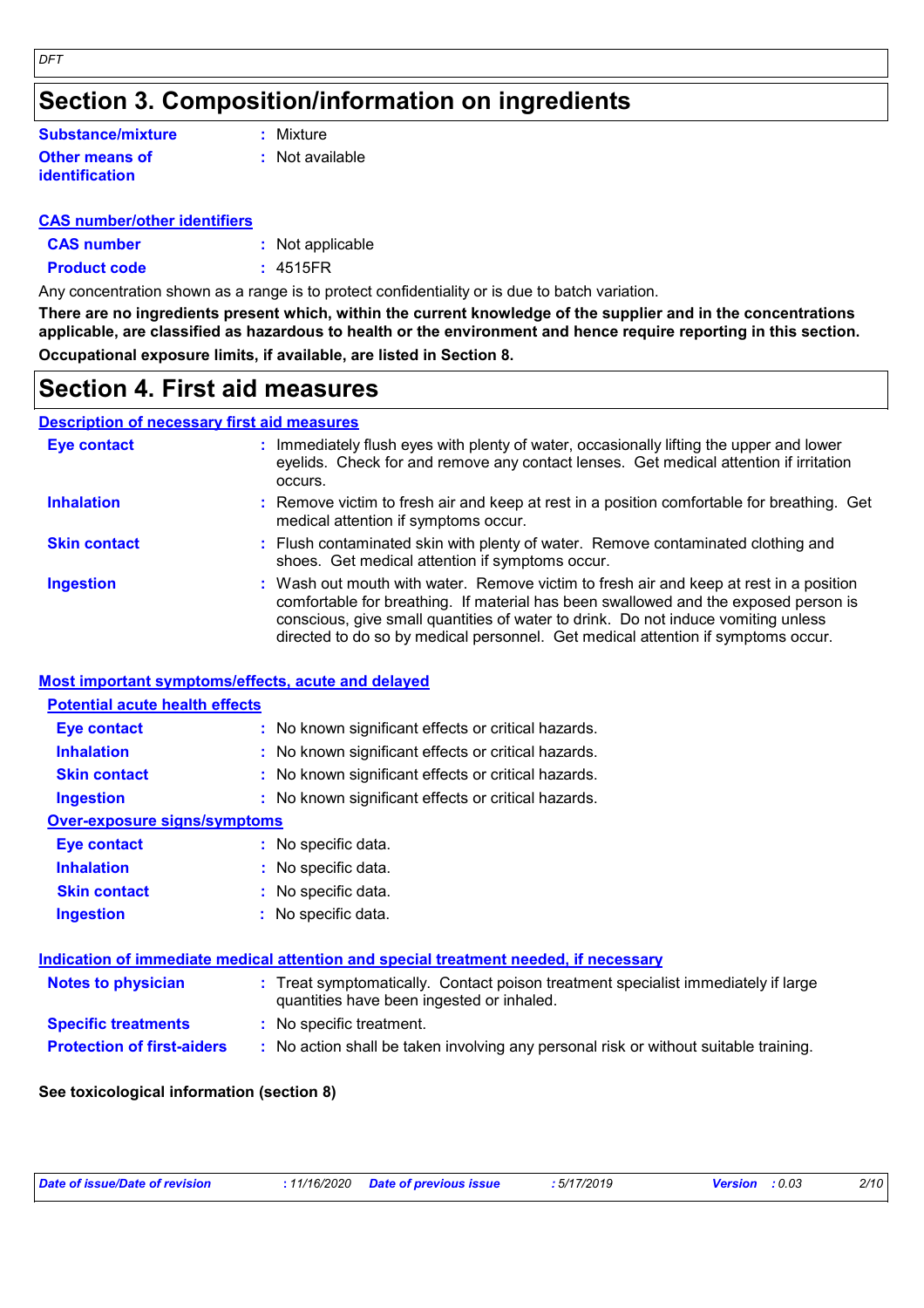# Section 3. Composition/information on ingredients

**Substance/mixture** : Mixture

**Other means of identification** : Not available

**CAS number/other identifiers**

**CAS number** : Not applicable

**Product code** : 4515FR

Any concentration shown as a range is to protect confidentiality or is due to batch variation.

**There are no ingredients present which, within the current knowledge of the supplier and in the concentrations applicable, are classified as hazardous to health or the environment and hence require reporting in this section.**

**Occupational exposure limits, if available, are listed in Section 8.**

# Section 4. First aid measures

**Description of necessary first aid measures**

**Eye contact** : Immediately flush eyes with plenty of water, occasionally lifting the upper and lower eyelids. Check for and remove any contact lenses. Get medical attention if irritation occurs.

**Inhalation** : Remove victim to fresh air and keep at rest in a position comfortable for breathing. Get medical attention if symptoms occur.

**Skin contact** : Flush contaminated skin with plenty of water. Remove contaminated clothing and shoes. Get medical attention if symptoms occur.

**Ingestion** : Wash out mouth with water. Remove victim to fresh air and keep at rest in a position comfortable for breathing. If material has been swallowed and the exposed person is conscious, give small quantities of water to drink. Do not induce vomiting unless directed to do so by medical personnel. Get medical attention if symptoms occur.

**Most important symptoms/effects, acute and delayed**

**Potential acute health effects**

**Eye contact** : No known significant effects or critical hazards.

**Inhalation** : No known significant effects or critical hazards.

**Skin contact** : No known significant effects or critical hazards.

**Ingestion** : No known significant effects or critical hazards.

**Over-exposure signs/symptoms**

**Eye contact** : No specific data.

**Inhalation** : No specific data.

**Skin contact** : No specific data.

**Ingestion** : No specific data.

**Indication of immediate medical attention and special treatment needed, if necessary**

**Notes to physician** : Treat symptomatically. Contact poison treatment specialist immediately if large quantities have been ingested or inhaled.

**Specific treatments** : No specific treatment.

**Protection of first-aiders** : No action shall be taken involving any personal risk or without suitable training.

**See toxicological information (section 8)**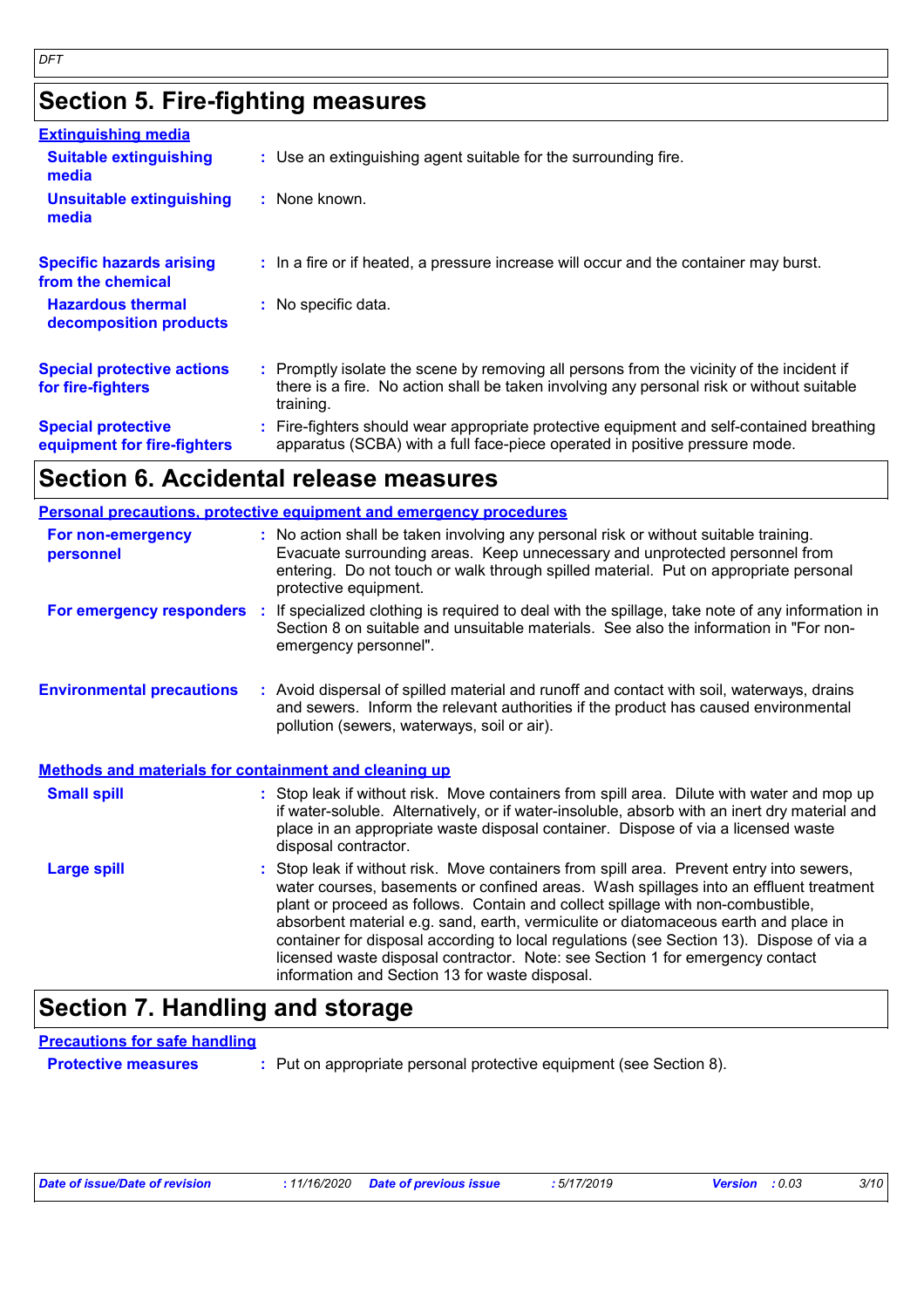## Section 5. Fire-fighting measures

### Extinguishing media

**Suitable extinguishing media** : Use an extinguishing agent suitable for the surrounding fire.

**Unsuitable extinguishing media** : None known.

**Specific hazards arising from the chemical** : In a fire or if heated, a pressure increase will occur and the container may burst.

**Hazardous thermal decomposition products** : No specific data.

**Special protective actions for fire-fighters** : Promptly isolate the scene by removing all persons from the vicinity of the incident if there is a fire. No action shall be taken involving any personal risk or without suitable training.

**Special protective equipment for fire-fighters** : Fire-fighters should wear appropriate protective equipment and self-contained breathing apparatus (SCBA) with a full face-piece operated in positive pressure mode.

## Section 6. Accidental release measures

### Personal precautions, protective equipment and emergency procedures

**For non-emergency personnel** : No action shall be taken involving any personal risk or without suitable training. Evacuate surrounding areas. Keep unnecessary and unprotected personnel from entering. Do not touch or walk through spilled material. Put on appropriate personal protective equipment.

**For emergency responders** : If specialized clothing is required to deal with the spillage, take note of any information in Section 8 on suitable and unsuitable materials. See also the information in "For non-emergency personnel".

**Environmental precautions** : Avoid dispersal of spilled material and runoff and contact with soil, waterways, drains and sewers. Inform the relevant authorities if the product has caused environmental pollution (sewers, waterways, soil or air).

### Methods and materials for containment and cleaning up

**Small spill** : Stop leak if without risk. Move containers from spill area. Dilute with water and mop up if water-soluble. Alternatively, or if water-insoluble, absorb with an inert dry material and place in an appropriate waste disposal container. Dispose of via a licensed waste disposal contractor.

**Large spill** : Stop leak if without risk. Move containers from spill area. Prevent entry into sewers, water courses, basements or confined areas. Wash spillages into an effluent treatment plant or proceed as follows. Contain and collect spillage with non-combustible, absorbent material e.g. sand, earth, vermiculite or diatomaceous earth and place in container for disposal according to local regulations (see Section 13). Dispose of via a licensed waste disposal contractor. Note: see Section 1 for emergency contact information and Section 13 for waste disposal.

## Section 7. Handling and storage

### Precautions for safe handling

**Protective measures** : Put on appropriate personal protective equipment (see Section 8).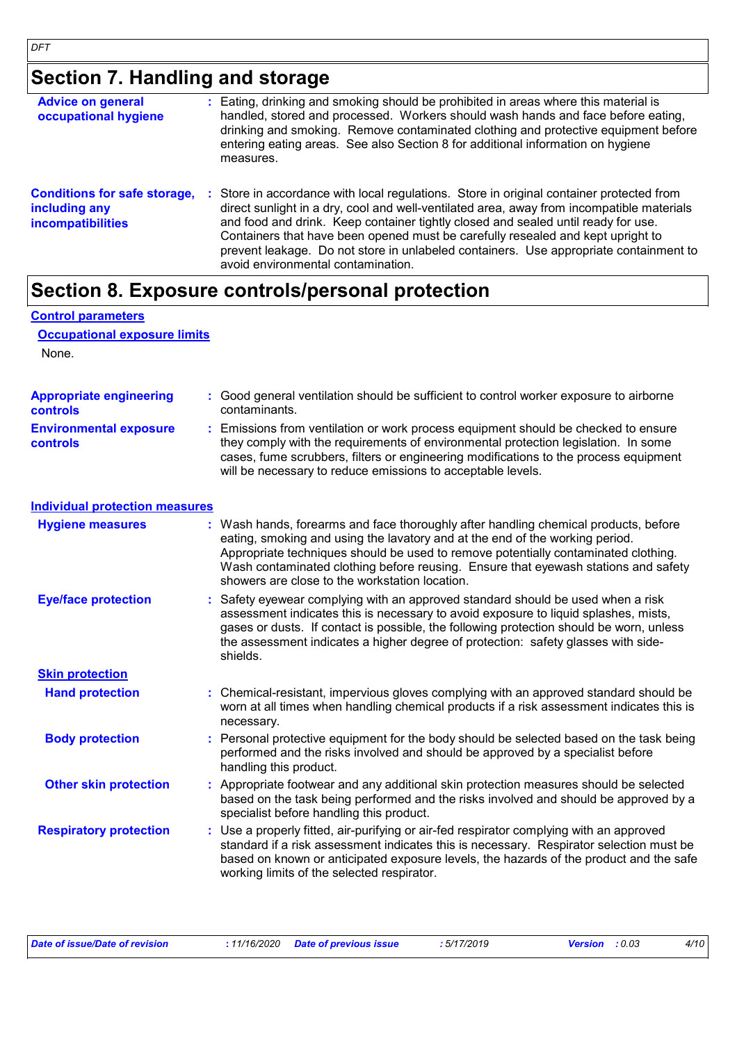# Section 7. Handling and storage

**Advice on general occupational hygiene** : Eating, drinking and smoking should be prohibited in areas where this material is handled, stored and processed. Workers should wash hands and face before eating, drinking and smoking. Remove contaminated clothing and protective equipment before entering eating areas. See also Section 8 for additional information on hygiene measures.

**Conditions for safe storage, including any incompatibilities** : Store in accordance with local regulations. Store in original container protected from direct sunlight in a dry, cool and well-ventilated area, away from incompatible materials and food and drink. Keep container tightly closed and sealed until ready for use. Containers that have been opened must be carefully resealed and kept upright to prevent leakage. Do not store in unlabeled containers. Use appropriate containment to avoid environmental contamination.

# Section 8. Exposure controls/personal protection

## Control parameters

### Occupational exposure limits

None.

**Appropriate engineering controls** : Good general ventilation should be sufficient to control worker exposure to airborne contaminants.

**Environmental exposure controls** : Emissions from ventilation or work process equipment should be checked to ensure they comply with the requirements of environmental protection legislation. In some cases, fume scrubbers, filters or engineering modifications to the process equipment will be necessary to reduce emissions to acceptable levels.

## Individual protection measures

**Hygiene measures** : Wash hands, forearms and face thoroughly after handling chemical products, before eating, smoking and using the lavatory and at the end of the working period. Appropriate techniques should be used to remove potentially contaminated clothing. Wash contaminated clothing before reusing. Ensure that eyewash stations and safety showers are close to the workstation location.

**Eye/face protection** : Safety eyewear complying with an approved standard should be used when a risk assessment indicates this is necessary to avoid exposure to liquid splashes, mists, gases or dusts. If contact is possible, the following protection should be worn, unless the assessment indicates a higher degree of protection: safety glasses with side-shields.

### Skin protection

**Hand protection** : Chemical-resistant, impervious gloves complying with an approved standard should be worn at all times when handling chemical products if a risk assessment indicates this is necessary.

**Body protection** : Personal protective equipment for the body should be selected based on the task being performed and the risks involved and should be approved by a specialist before handling this product.

**Other skin protection** : Appropriate footwear and any additional skin protection measures should be selected based on the task being performed and the risks involved and should be approved by a specialist before handling this product.

**Respiratory protection** : Use a properly fitted, air-purifying or air-fed respirator complying with an approved standard if a risk assessment indicates this is necessary. Respirator selection must be based on known or anticipated exposure levels, the hazards of the product and the safe working limits of the selected respirator.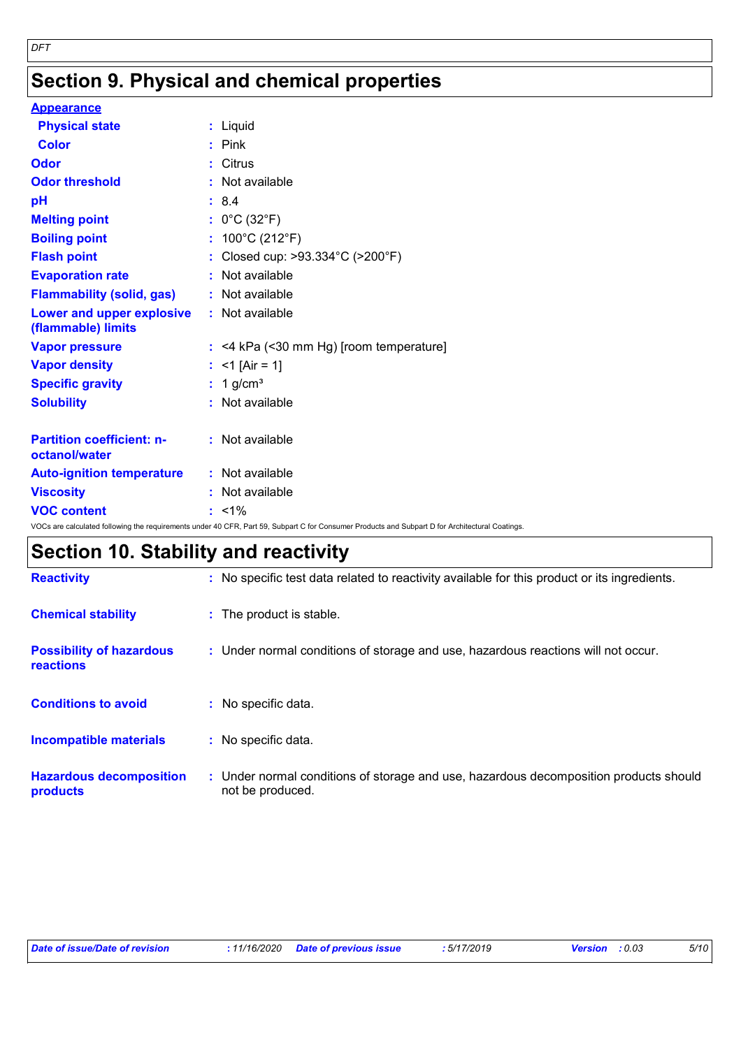# Section 9. Physical and chemical properties

**Appearance**

| Property | Value |
|---|---|
| **Physical state** | Liquid |
| **Color** | Pink |
| **Odor** | Citrus |
| **Odor threshold** | Not available |
| **pH** | 8.4 |
| **Melting point** | 0°C (32°F) |
| **Boiling point** | 100°C (212°F) |
| **Flash point** | Closed cup: >93.334°C (>200°F) |
| **Evaporation rate** | Not available |
| **Flammability (solid, gas)** | Not available |
| **Lower and upper explosive (flammable) limits** | Not available |
| **Vapor pressure** | <4 kPa (<30 mm Hg) [room temperature] |
| **Vapor density** | <1 [Air = 1] |
| **Specific gravity** | 1 g/cm³ |
| **Solubility** | Not available |
| **Partition coefficient: n-octanol/water** | Not available |
| **Auto-ignition temperature** | Not available |
| **Viscosity** | Not available |
| **VOC content** | <1% |

VOCs are calculated following the requirements under 40 CFR, Part 59, Subpart C for Consumer Products and Subpart D for Architectural Coatings.

# Section 10. Stability and reactivity

| Property | Value |
|---|---|
| **Reactivity** | No specific test data related to reactivity available for this product or its ingredients. |
| **Chemical stability** | The product is stable. |
| **Possibility of hazardous reactions** | Under normal conditions of storage and use, hazardous reactions will not occur. |
| **Conditions to avoid** | No specific data. |
| **Incompatible materials** | No specific data. |
| **Hazardous decomposition products** | Under normal conditions of storage and use, hazardous decomposition products should not be produced. |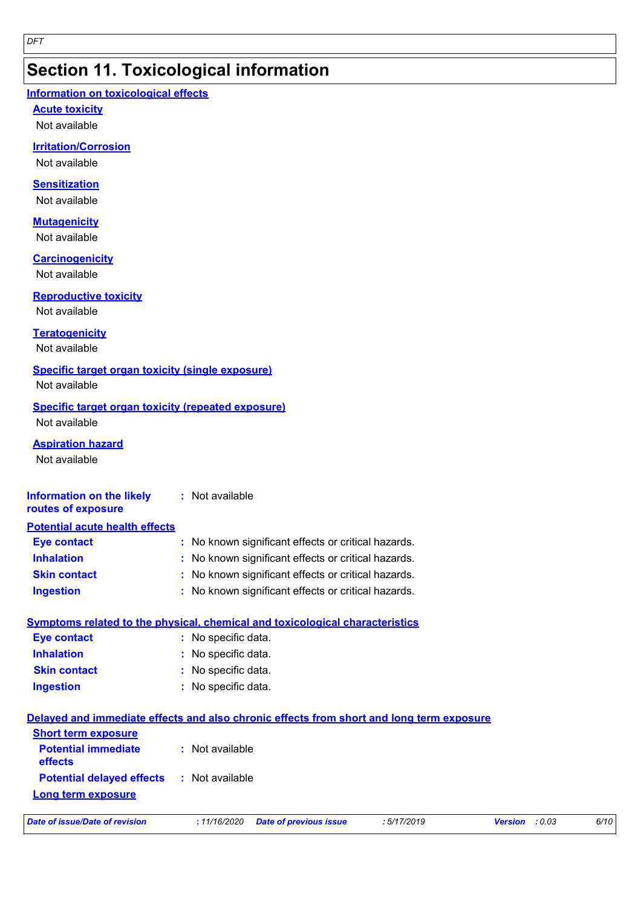## Section 11. Toxicological information

### Information on toxicological effects

**Acute toxicity**

Not available

**Irritation/Corrosion**

Not available

**Sensitization**

Not available

**Mutagenicity**

Not available

**Carcinogenicity**

Not available

**Reproductive toxicity**

Not available

**Teratogenicity**

Not available

**Specific target organ toxicity (single exposure)**

Not available

**Specific target organ toxicity (repeated exposure)**

Not available

**Aspiration hazard**

Not available

**Information on the likely routes of exposure** : Not available

### Potential acute health effects

**Eye contact** : No known significant effects or critical hazards.

**Inhalation** : No known significant effects or critical hazards.

**Skin contact** : No known significant effects or critical hazards.

**Ingestion** : No known significant effects or critical hazards.

### Symptoms related to the physical, chemical and toxicological characteristics

**Eye contact** : No specific data.

**Inhalation** : No specific data.

**Skin contact** : No specific data.

**Ingestion** : No specific data.

### Delayed and immediate effects and also chronic effects from short and long term exposure

**Short term exposure**

**Potential immediate effects** : Not available

**Potential delayed effects** : Not available

**Long term exposure**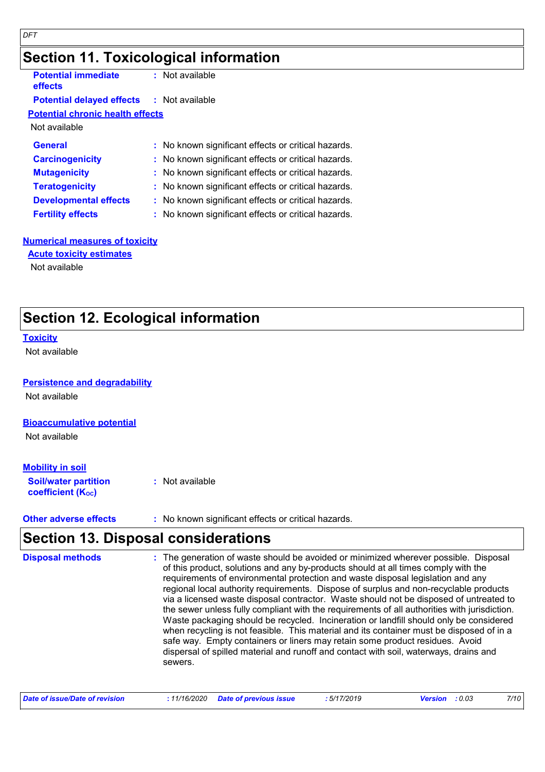## Section 11. Toxicological information

**Potential immediate effects** : Not available

**Potential delayed effects** : Not available

**Potential chronic health effects**

Not available

| | |
|---|---|
| **General** | : No known significant effects or critical hazards. |
| **Carcinogenicity** | : No known significant effects or critical hazards. |
| **Mutagenicity** | : No known significant effects or critical hazards. |
| **Teratogenicity** | : No known significant effects or critical hazards. |
| **Developmental effects** | : No known significant effects or critical hazards. |
| **Fertility effects** | : No known significant effects or critical hazards. |

**Numerical measures of toxicity**

**Acute toxicity estimates**

Not available

## Section 12. Ecological information

**Toxicity**

Not available

**Persistence and degradability**

Not available

**Bioaccumulative potential**

Not available

**Mobility in soil**

**Soil/water partition coefficient ($K_{OC}$)** : Not available

**Other adverse effects** : No known significant effects or critical hazards.

## Section 13. Disposal considerations

**Disposal methods** : The generation of waste should be avoided or minimized wherever possible. Disposal of this product, solutions and any by-products should at all times comply with the requirements of environmental protection and waste disposal legislation and any regional local authority requirements. Dispose of surplus and non-recyclable products via a licensed waste disposal contractor. Waste should not be disposed of untreated to the sewer unless fully compliant with the requirements of all authorities with jurisdiction. Waste packaging should be recycled. Incineration or landfill should only be considered when recycling is not feasible. This material and its container must be disposed of in a safe way. Empty containers or liners may retain some product residues. Avoid dispersal of spilled material and runoff and contact with soil, waterways, drains and sewers.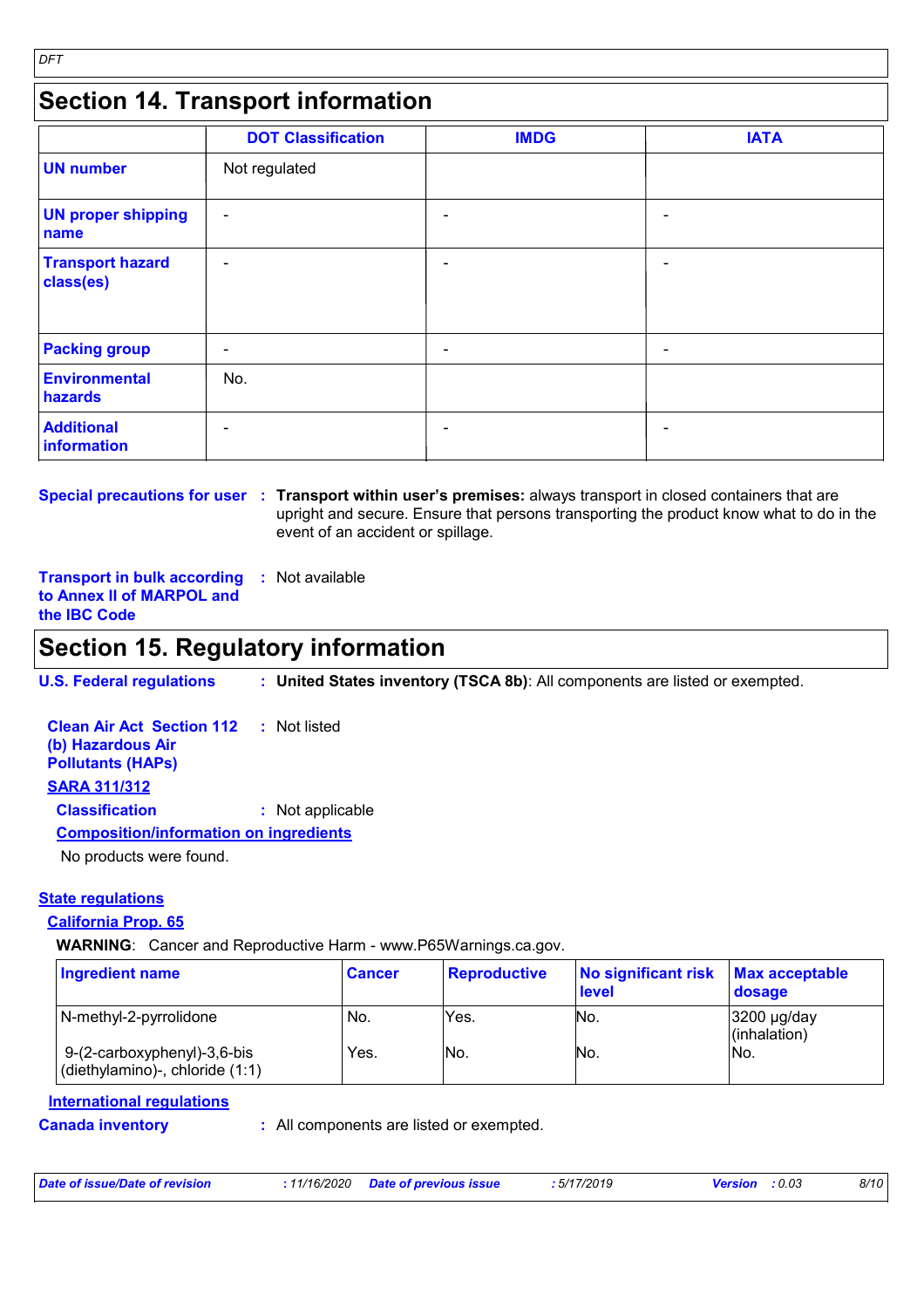## Section 14. Transport information

| | DOT Classification | IMDG | IATA |
|---|---|---|---|
| **UN number** | Not regulated | | |
| **UN proper shipping name** | - | - | - |
| **Transport hazard class(es)** | - | - | - |
| **Packing group** | - | - | - |
| **Environmental hazards** | No. | | |
| **Additional information** | - | - | - |

**Special precautions for user** : **Transport within user's premises:** always transport in closed containers that are upright and secure. Ensure that persons transporting the product know what to do in the event of an accident or spillage.

**Transport in bulk according to Annex II of MARPOL and the IBC Code** : Not available

## Section 15. Regulatory information

**U.S. Federal regulations** : **United States inventory (TSCA 8b)**: All components are listed or exempted.

**Clean Air Act Section 112 (b) Hazardous Air Pollutants (HAPs)** : Not listed

**SARA 311/312**

**Classification** : Not applicable

**Composition/information on ingredients**

No products were found.

**State regulations**

**California Prop. 65**

**WARNING**: Cancer and Reproductive Harm - www.P65Warnings.ca.gov.

| Ingredient name | Cancer | Reproductive | No significant risk level | Max acceptable dosage |
|---|---|---|---|---|
| N-methyl-2-pyrrolidone | No. | Yes. | No. | 3200 µg/day (inhalation) |
| 9-(2-carboxyphenyl)-3,6-bis (diethylamino)-, chloride (1:1) | Yes. | No. | No. | No. |

**International regulations**

**Canada inventory** : All components are listed or exempted.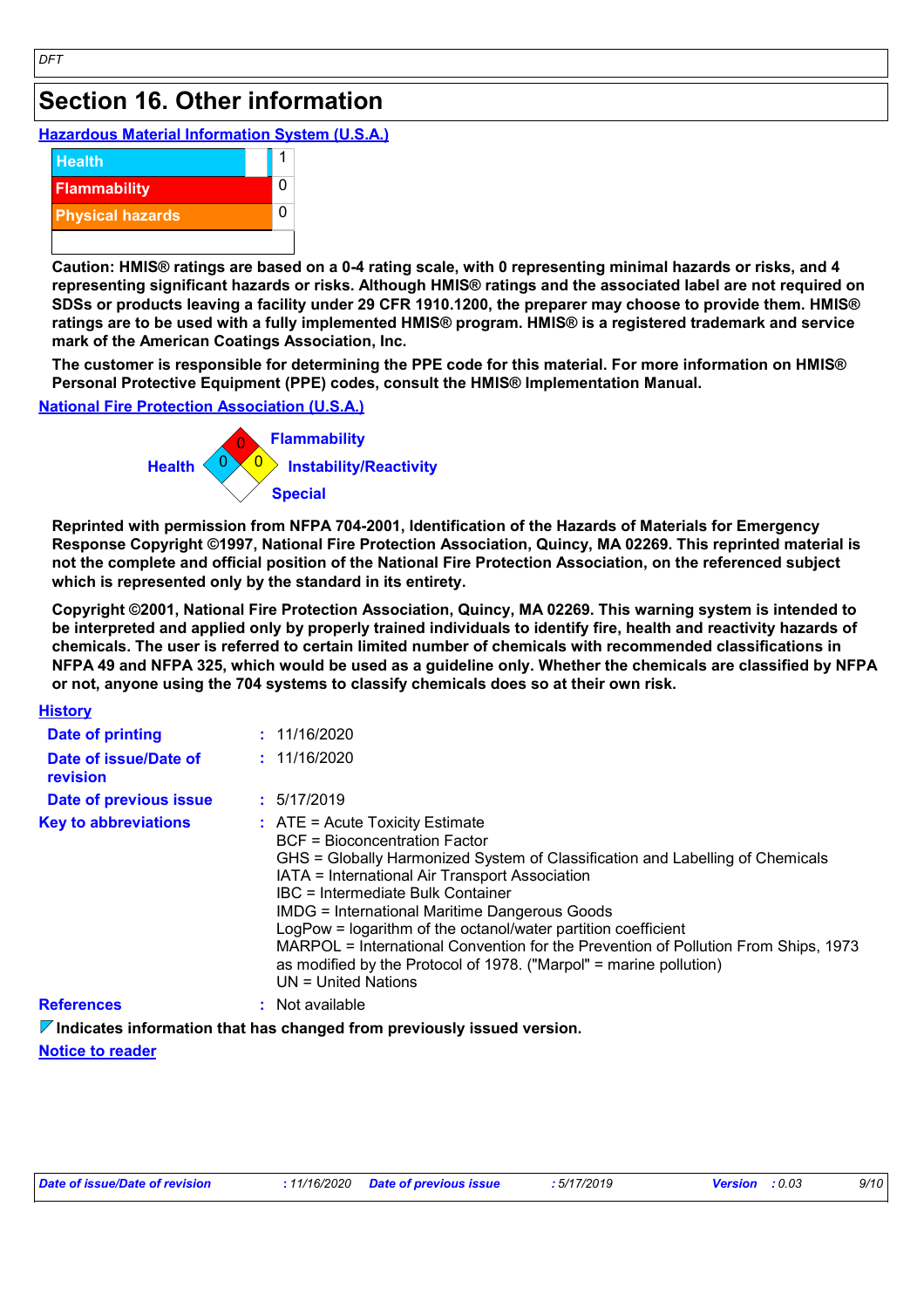DFT

# Section 16. Other information

**Hazardous Material Information System (U.S.A.)**

| | |
|---|---|
| Health | 1 |
| Flammability | 0 |
| Physical hazards | 0 |
| | |

**Caution: HMIS® ratings are based on a 0-4 rating scale, with 0 representing minimal hazards or risks, and 4 representing significant hazards or risks. Although HMIS® ratings and the associated label are not required on SDSs or products leaving a facility under 29 CFR 1910.1200, the preparer may choose to provide them. HMIS® ratings are to be used with a fully implemented HMIS® program. HMIS® is a registered trademark and service mark of the American Coatings Association, Inc.**

**The customer is responsible for determining the PPE code for this material. For more information on HMIS® Personal Protective Equipment (PPE) codes, consult the HMIS® Implementation Manual.**

**National Fire Protection Association (U.S.A.)**

| | |
|---|---|
| Flammability | 0 |
| Health | 0 |
| Instability/Reactivity | 0 |
| Special | |

**Reprinted with permission from NFPA 704-2001, Identification of the Hazards of Materials for Emergency Response Copyright ©1997, National Fire Protection Association, Quincy, MA 02269. This reprinted material is not the complete and official position of the National Fire Protection Association, on the referenced subject which is represented only by the standard in its entirety.**

**Copyright ©2001, National Fire Protection Association, Quincy, MA 02269. This warning system is intended to be interpreted and applied only by properly trained individuals to identify fire, health and reactivity hazards of chemicals. The user is referred to certain limited number of chemicals with recommended classifications in NFPA 49 and NFPA 325, which would be used as a guideline only. Whether the chemicals are classified by NFPA or not, anyone using the 704 systems to classify chemicals does so at their own risk.**

**History**

**Date of printing** : 11/16/2020

**Date of issue/Date of revision** : 11/16/2020

**Date of previous issue** : 5/17/2019

**Key to abbreviations** : ATE = Acute Toxicity Estimate
BCF = Bioconcentration Factor
GHS = Globally Harmonized System of Classification and Labelling of Chemicals
IATA = International Air Transport Association
IBC = Intermediate Bulk Container
IMDG = International Maritime Dangerous Goods
LogPow = logarithm of the octanol/water partition coefficient
MARPOL = International Convention for the Prevention of Pollution From Ships, 1973 as modified by the Protocol of 1978. ("Marpol" = marine pollution)
UN = United Nations

**References** : Not available

**Indicates information that has changed from previously issued version.**

**Notice to reader**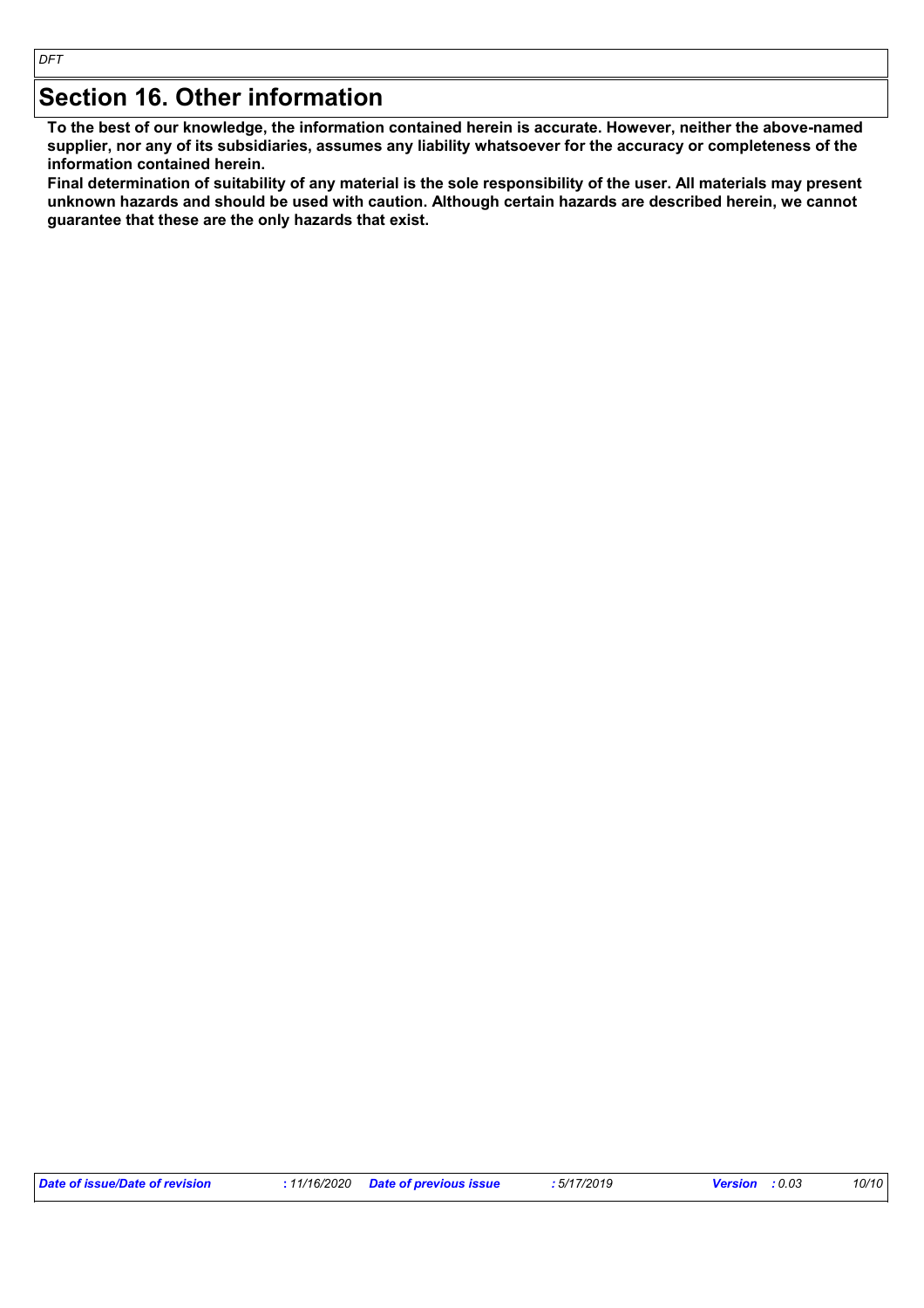## Section 16. Other information

**To the best of our knowledge, the information contained herein is accurate. However, neither the above-named supplier, nor any of its subsidiaries, assumes any liability whatsoever for the accuracy or completeness of the information contained herein.**

**Final determination of suitability of any material is the sole responsibility of the user. All materials may present unknown hazards and should be used with caution. Although certain hazards are described herein, we cannot guarantee that these are the only hazards that exist.**